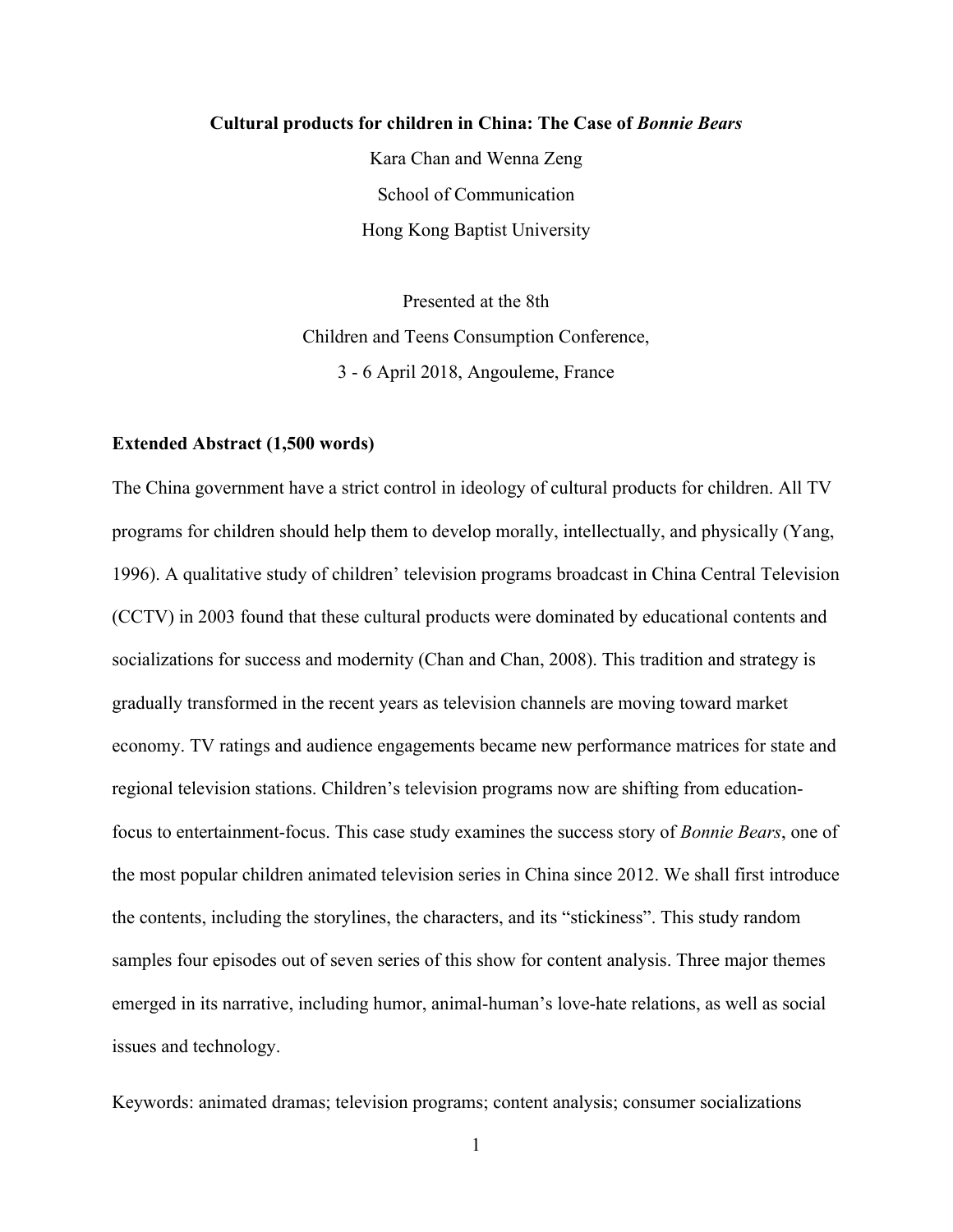# Cultural products for children in China: The Case of *Bonnie Bears*

Kara Chan and Wenna Zeng

School of Communication

Hong Kong Baptist University

Presented at the 8th

Children and Teens Consumption Conference,

3 - 6 April 2018, Angouleme, France

**Extended Abstract (1,500 words)**

The China government have a strict control in ideology of cultural products for children. All TV programs for children should help them to develop morally, intellectually, and physically (Yang, 1996). A qualitative study of children' television programs broadcast in China Central Television (CCTV) in 2003 found that these cultural products were dominated by educational contents and socializations for success and modernity (Chan and Chan, 2008). This tradition and strategy is gradually transformed in the recent years as television channels are moving toward market economy. TV ratings and audience engagements became new performance matrices for state and regional television stations. Children's television programs now are shifting from education-focus to entertainment-focus. This case study examines the success story of *Bonnie Bears*, one of the most popular children animated television series in China since 2012. We shall first introduce the contents, including the storylines, the characters, and its "stickiness". This study random samples four episodes out of seven series of this show for content analysis. Three major themes emerged in its narrative, including humor, animal-human's love-hate relations, as well as social issues and technology.

Keywords: animated dramas; television programs; content analysis; consumer socializations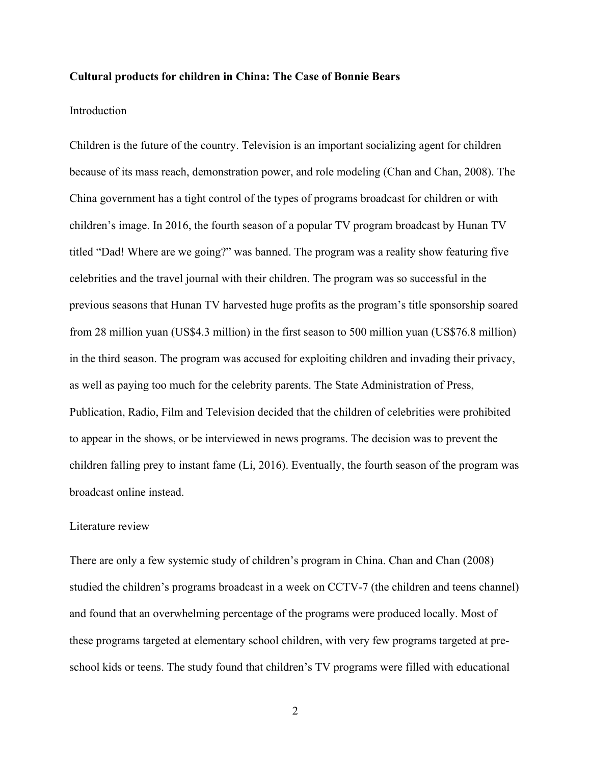**Cultural products for children in China: The Case of Bonnie Bears**

Introduction

Children is the future of the country. Television is an important socializing agent for children because of its mass reach, demonstration power, and role modeling (Chan and Chan, 2008). The China government has a tight control of the types of programs broadcast for children or with children's image. In 2016, the fourth season of a popular TV program broadcast by Hunan TV titled "Dad! Where are we going?" was banned. The program was a reality show featuring five celebrities and the travel journal with their children. The program was so successful in the previous seasons that Hunan TV harvested huge profits as the program's title sponsorship soared from 28 million yuan (US$4.3 million) in the first season to 500 million yuan (US$76.8 million) in the third season. The program was accused for exploiting children and invading their privacy, as well as paying too much for the celebrity parents. The State Administration of Press, Publication, Radio, Film and Television decided that the children of celebrities were prohibited to appear in the shows, or be interviewed in news programs. The decision was to prevent the children falling prey to instant fame (Li, 2016). Eventually, the fourth season of the program was broadcast online instead.

Literature review

There are only a few systemic study of children's program in China. Chan and Chan (2008) studied the children's programs broadcast in a week on CCTV-7 (the children and teens channel) and found that an overwhelming percentage of the programs were produced locally. Most of these programs targeted at elementary school children, with very few programs targeted at pre-school kids or teens. The study found that children's TV programs were filled with educational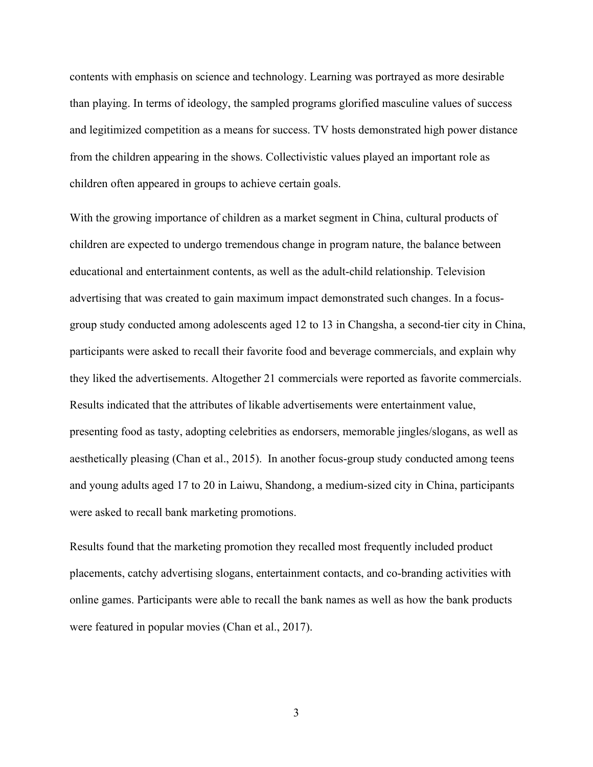contents with emphasis on science and technology. Learning was portrayed as more desirable than playing. In terms of ideology, the sampled programs glorified masculine values of success and legitimized competition as a means for success. TV hosts demonstrated high power distance from the children appearing in the shows. Collectivistic values played an important role as children often appeared in groups to achieve certain goals.

With the growing importance of children as a market segment in China, cultural products of children are expected to undergo tremendous change in program nature, the balance between educational and entertainment contents, as well as the adult-child relationship. Television advertising that was created to gain maximum impact demonstrated such changes. In a focus-group study conducted among adolescents aged 12 to 13 in Changsha, a second-tier city in China, participants were asked to recall their favorite food and beverage commercials, and explain why they liked the advertisements. Altogether 21 commercials were reported as favorite commercials. Results indicated that the attributes of likable advertisements were entertainment value, presenting food as tasty, adopting celebrities as endorsers, memorable jingles/slogans, as well as aesthetically pleasing (Chan et al., 2015). In another focus-group study conducted among teens and young adults aged 17 to 20 in Laiwu, Shandong, a medium-sized city in China, participants were asked to recall bank marketing promotions.

Results found that the marketing promotion they recalled most frequently included product placements, catchy advertising slogans, entertainment contacts, and co-branding activities with online games. Participants were able to recall the bank names as well as how the bank products were featured in popular movies (Chan et al., 2017).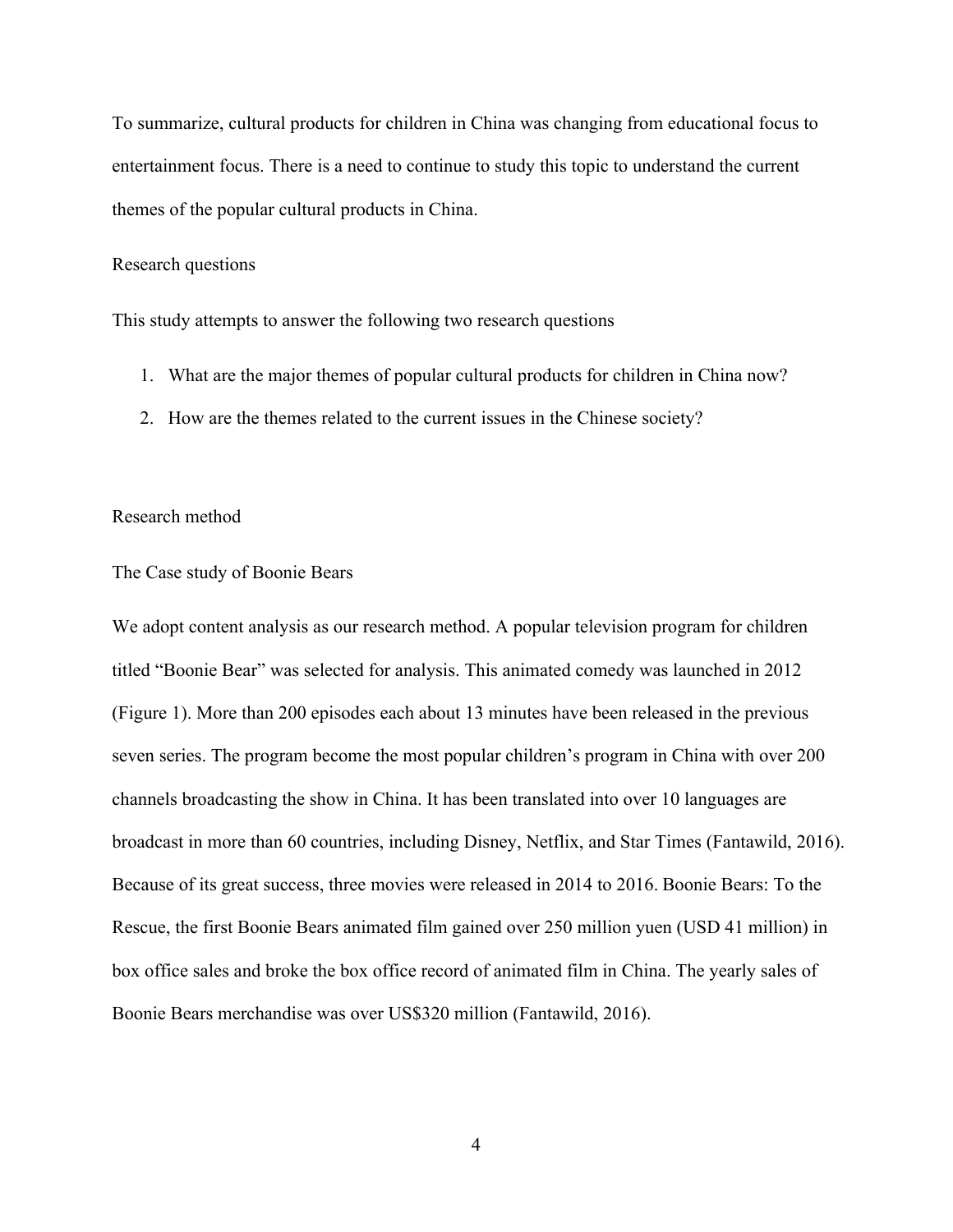To summarize, cultural products for children in China was changing from educational focus to entertainment focus. There is a need to continue to study this topic to understand the current themes of the popular cultural products in China.

## Research questions

This study attempts to answer the following two research questions

1. What are the major themes of popular cultural products for children in China now?
2. How are the themes related to the current issues in the Chinese society?

## Research method

### The Case study of Boonie Bears

We adopt content analysis as our research method. A popular television program for children titled "Boonie Bear" was selected for analysis. This animated comedy was launched in 2012 (Figure 1). More than 200 episodes each about 13 minutes have been released in the previous seven series. The program become the most popular children's program in China with over 200 channels broadcasting the show in China. It has been translated into over 10 languages are broadcast in more than 60 countries, including Disney, Netflix, and Star Times (Fantawild, 2016). Because of its great success, three movies were released in 2014 to 2016. Boonie Bears: To the Rescue, the first Boonie Bears animated film gained over 250 million yuen (USD 41 million) in box office sales and broke the box office record of animated film in China. The yearly sales of Boonie Bears merchandise was over US$320 million (Fantawild, 2016).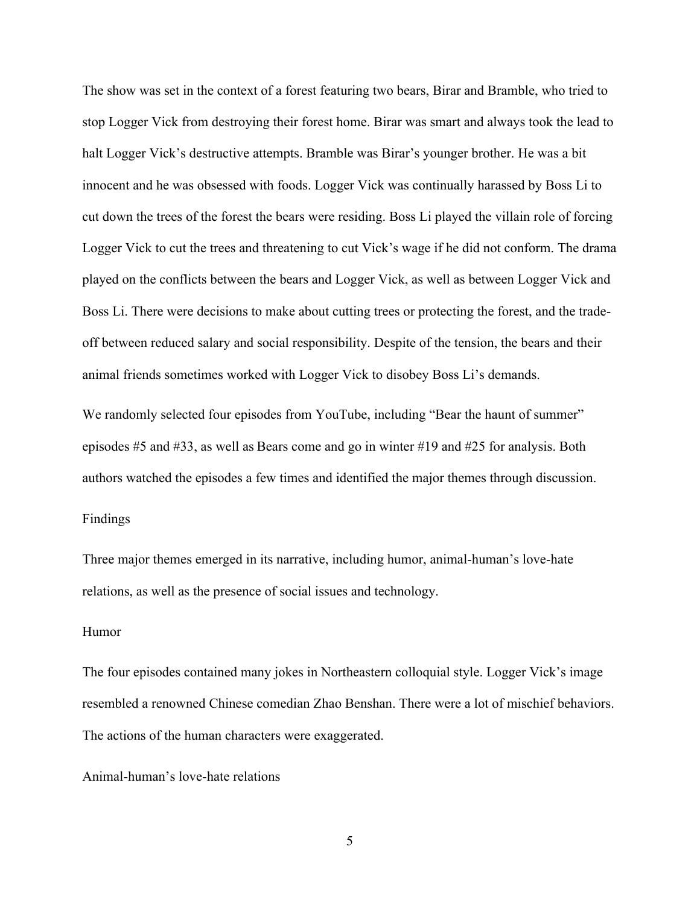The show was set in the context of a forest featuring two bears, Birar and Bramble, who tried to stop Logger Vick from destroying their forest home. Birar was smart and always took the lead to halt Logger Vick's destructive attempts. Bramble was Birar's younger brother. He was a bit innocent and he was obsessed with foods. Logger Vick was continually harassed by Boss Li to cut down the trees of the forest the bears were residing. Boss Li played the villain role of forcing Logger Vick to cut the trees and threatening to cut Vick's wage if he did not conform. The drama played on the conflicts between the bears and Logger Vick, as well as between Logger Vick and Boss Li. There were decisions to make about cutting trees or protecting the forest, and the trade-off between reduced salary and social responsibility. Despite of the tension, the bears and their animal friends sometimes worked with Logger Vick to disobey Boss Li's demands.

We randomly selected four episodes from YouTube, including "Bear the haunt of summer" episodes #5 and #33, as well as Bears come and go in winter #19 and #25 for analysis. Both authors watched the episodes a few times and identified the major themes through discussion.

## Findings

Three major themes emerged in its narrative, including humor, animal-human's love-hate relations, as well as the presence of social issues and technology.

### Humor

The four episodes contained many jokes in Northeastern colloquial style. Logger Vick's image resembled a renowned Chinese comedian Zhao Benshan. There were a lot of mischief behaviors. The actions of the human characters were exaggerated.

### Animal-human's love-hate relations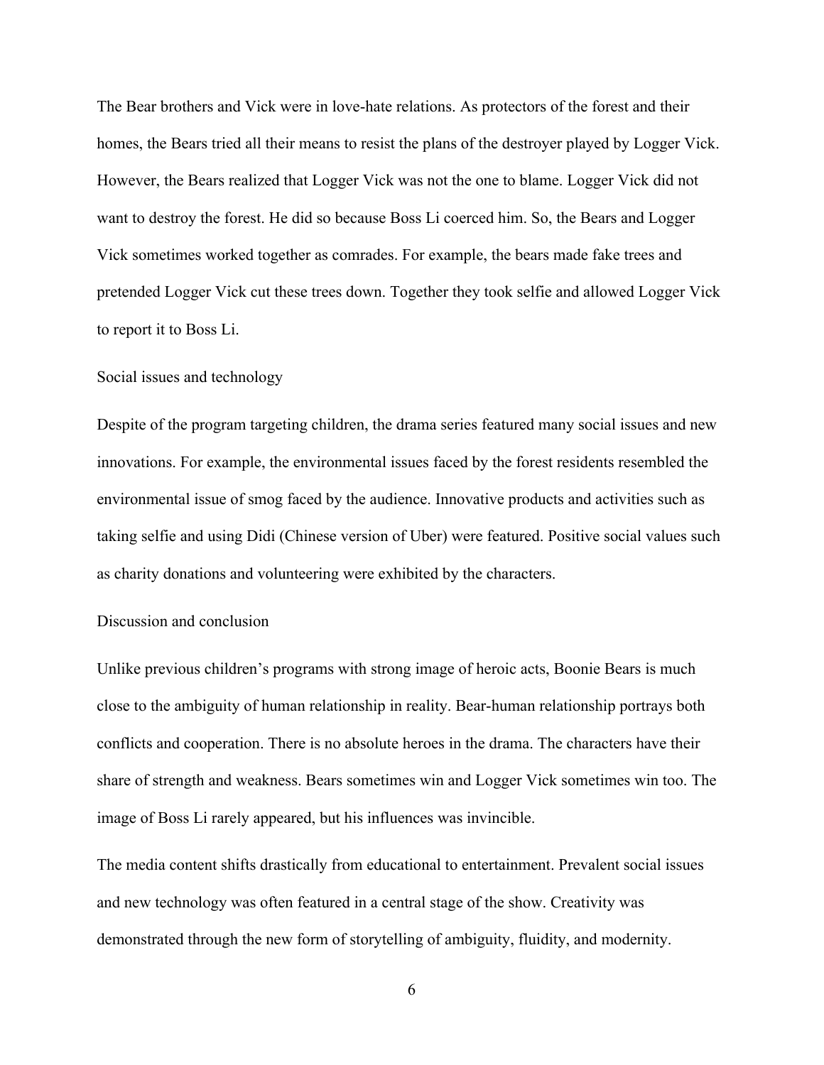The Bear brothers and Vick were in love-hate relations. As protectors of the forest and their homes, the Bears tried all their means to resist the plans of the destroyer played by Logger Vick. However, the Bears realized that Logger Vick was not the one to blame. Logger Vick did not want to destroy the forest. He did so because Boss Li coerced him. So, the Bears and Logger Vick sometimes worked together as comrades. For example, the bears made fake trees and pretended Logger Vick cut these trees down. Together they took selfie and allowed Logger Vick to report it to Boss Li.

## Social issues and technology

Despite of the program targeting children, the drama series featured many social issues and new innovations. For example, the environmental issues faced by the forest residents resembled the environmental issue of smog faced by the audience. Innovative products and activities such as taking selfie and using Didi (Chinese version of Uber) were featured. Positive social values such as charity donations and volunteering were exhibited by the characters.

## Discussion and conclusion

Unlike previous children's programs with strong image of heroic acts, Boonie Bears is much close to the ambiguity of human relationship in reality. Bear-human relationship portrays both conflicts and cooperation. There is no absolute heroes in the drama. The characters have their share of strength and weakness. Bears sometimes win and Logger Vick sometimes win too. The image of Boss Li rarely appeared, but his influences was invincible.

The media content shifts drastically from educational to entertainment. Prevalent social issues and new technology was often featured in a central stage of the show. Creativity was demonstrated through the new form of storytelling of ambiguity, fluidity, and modernity.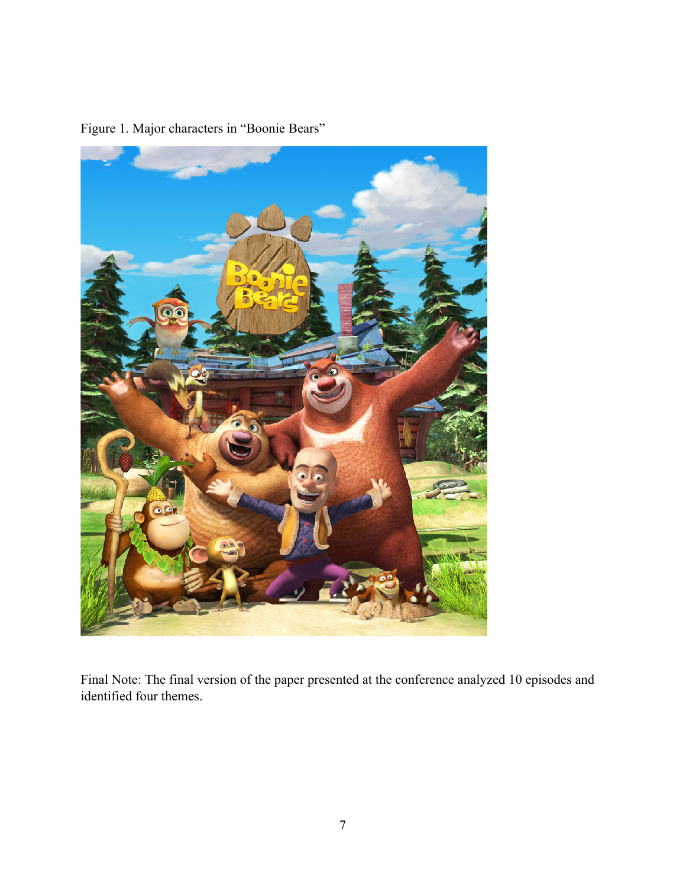Figure 1. Major characters in "Boonie Bears"

Final Note: The final version of the paper presented at the conference analyzed 10 episodes and identified four themes.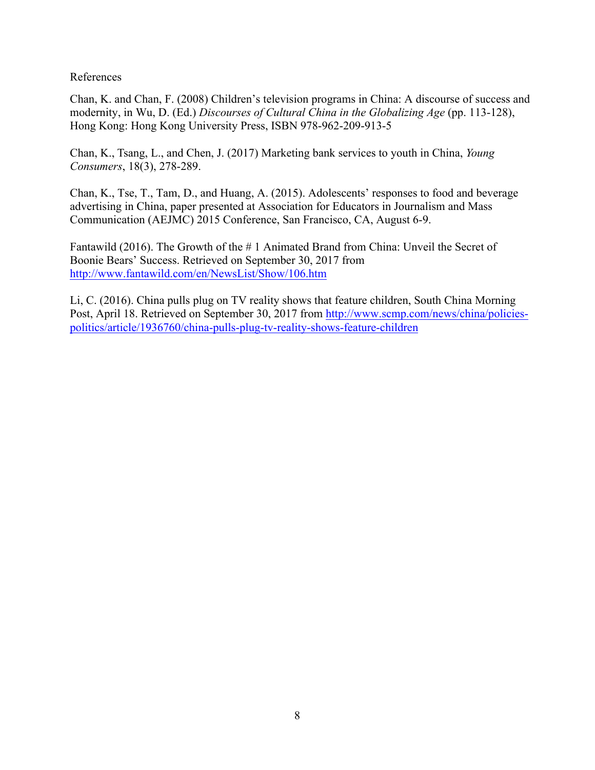References

Chan, K. and Chan, F. (2008) Children's television programs in China: A discourse of success and modernity, in Wu, D. (Ed.) *Discourses of Cultural China in the Globalizing Age* (pp. 113-128), Hong Kong: Hong Kong University Press, ISBN 978-962-209-913-5

Chan, K., Tsang, L., and Chen, J. (2017) Marketing bank services to youth in China, *Young Consumers*, 18(3), 278-289.

Chan, K., Tse, T., Tam, D., and Huang, A. (2015). Adolescents' responses to food and beverage advertising in China, paper presented at Association for Educators in Journalism and Mass Communication (AEJMC) 2015 Conference, San Francisco, CA, August 6-9.

Fantawild (2016). The Growth of the # 1 Animated Brand from China: Unveil the Secret of Boonie Bears' Success. Retrieved on September 30, 2017 from http://www.fantawild.com/en/NewsList/Show/106.htm

Li, C. (2016). China pulls plug on TV reality shows that feature children, South China Morning Post, April 18. Retrieved on September 30, 2017 from http://www.scmp.com/news/china/policies-politics/article/1936760/china-pulls-plug-tv-reality-shows-feature-children